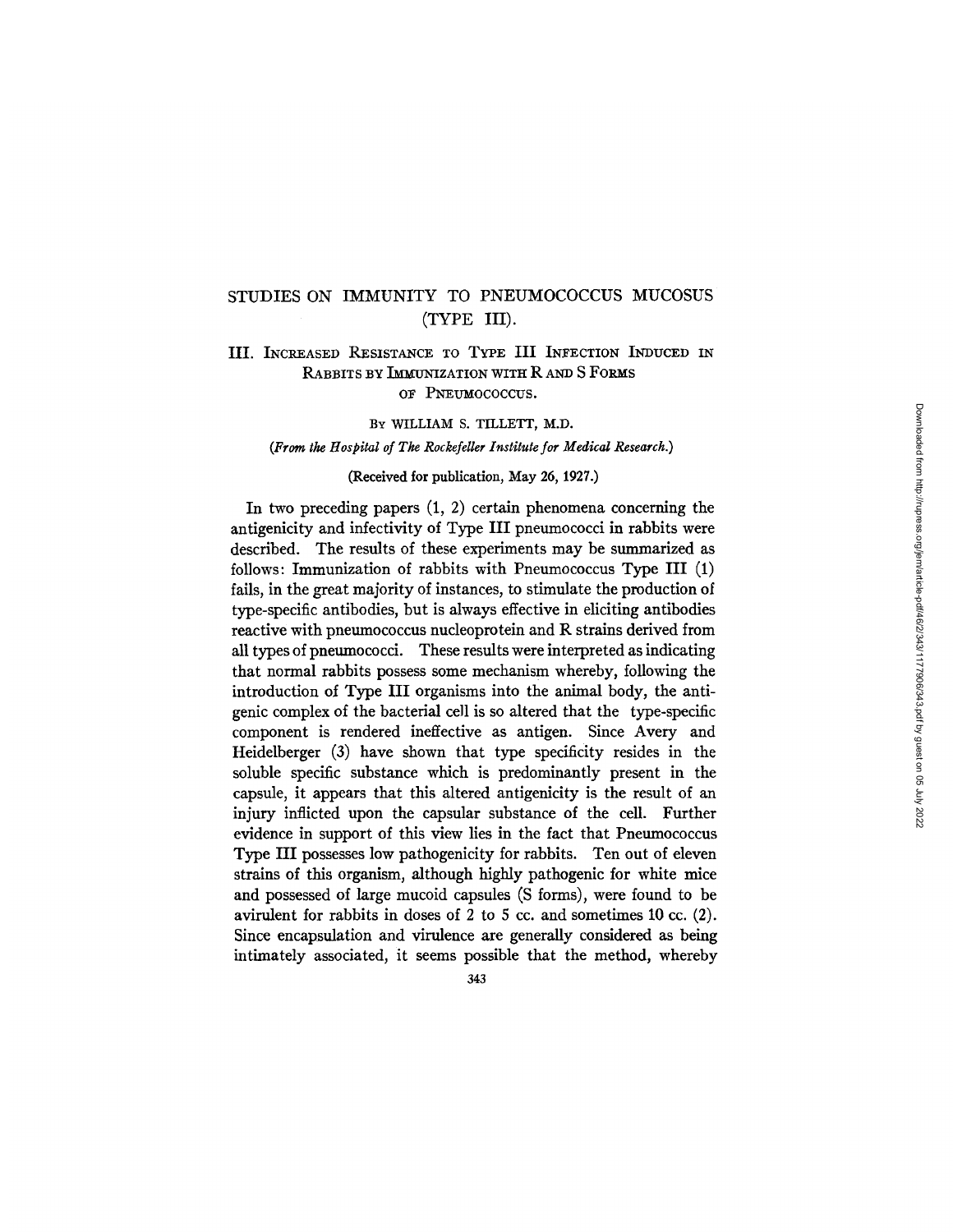# STUDIES ON IMMUNITY TO PNEUMOCOCCUS MUCOSUS (TYPE III).

## III. Increased Resistance to Type III Infection Induced in Rabbits by Immunization with R and S Forms of Pneumococcus.

By WILLIAM S. TILLETT, M.D.

*(From the Hospital of The Rockefeller Institute for Medical Research.)*

(Received for publication, May 26, 1927.)

In two preceding papers (1, 2) certain phenomena concerning the antigenicity and infectivity of Type III pneumococci in rabbits were described. The results of these experiments may be summarized as follows: Immunization of rabbits with Pneumococcus Type III (1) fails, in the great majority of instances, to stimulate the production of type-specific antibodies, but is always effective in eliciting antibodies reactive with pneumococcus nucleoprotein and R strains derived from all types of pneumococci. These results were interpreted as indicating that normal rabbits possess some mechanism whereby, following the introduction of Type III organisms into the animal body, the antigenic complex of the bacterial cell is so altered that the type-specific component is rendered ineffective as antigen. Since Avery and Heidelberger (3) have shown that type specificity resides in the soluble specific substance which is predominantly present in the capsule, it appears that this altered antigenicity is the result of an injury inflicted upon the capsular substance of the cell. Further evidence in support of this view lies in the fact that Pneumococcus Type III possesses low pathogenicity for rabbits. Ten out of eleven strains of this organism, although highly pathogenic for white mice and possessed of large mucoid capsules (S forms), were found to be avirulent for rabbits in doses of 2 to 5 cc. and sometimes 10 cc. (2). Since encapsulation and virulence are generally considered as being intimately associated, it seems possible that the method, whereby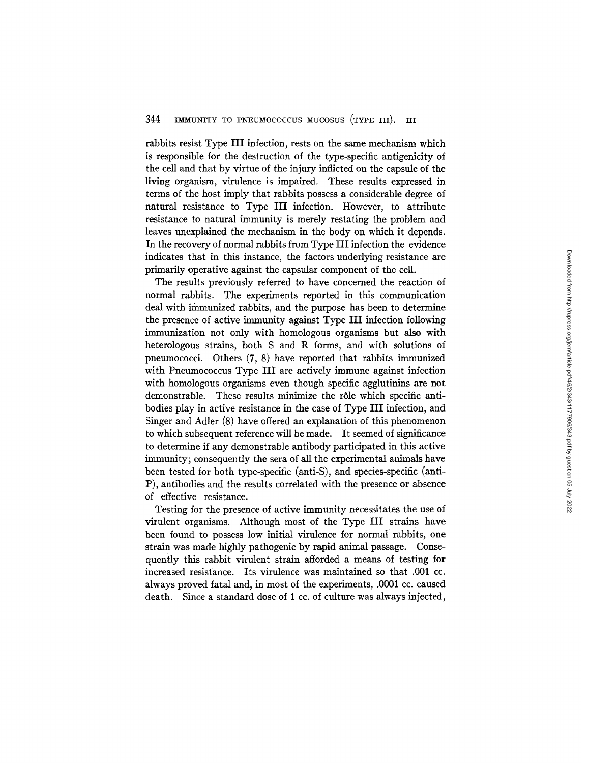rabbits resist Type III infection, rests on the same mechanism which is responsible for the destruction of the type-specific antigenicity of the cell and that by virtue of the injury inflicted on the capsule of the living organism, virulence is impaired. These results expressed in terms of the host imply that rabbits possess a considerable degree of natural resistance to Type III infection. However, to attribute resistance to natural immunity is merely restating the problem and leaves unexplained the mechanism in the body on which it depends. In the recovery of normal rabbits from Type III infection the evidence indicates that in this instance, the factors underlying resistance are primarily operative against the capsular component of the cell.

The results previously referred to have concerned the reaction of normal rabbits. The experiments reported in this communication deal with immunized rabbits, and the purpose has been to determine the presence of active immunity against Type III infection following immunization not only with homologous organisms but also with heterologous strains, both S and R forms, and with solutions of pneumococci. Others (7, 8) have reported that rabbits immunized with Pneumococcus Type III are actively immune against infection with homologous organisms even though specific agglutinins are not demonstrable. These results minimize the rôle which specific antibodies play in active resistance in the case of Type III infection, and Singer and Adler (8) have offered an explanation of this phenomenon to which subsequent reference will be made. It seemed of significance to determine if any demonstrable antibody participated in this active immunity; consequently the sera of all the experimental animals have been tested for both type-specific (anti-S), and species-specific (anti-P), antibodies and the results correlated with the presence or absence of effective resistance.

Testing for the presence of active immunity necessitates the use of virulent organisms. Although most of the Type III strains have been found to possess low initial virulence for normal rabbits, one strain was made highly pathogenic by rapid animal passage. Consequently this rabbit virulent strain afforded a means of testing for increased resistance. Its virulence was maintained so that .001 cc. always proved fatal and, in most of the experiments, .0001 cc. caused death. Since a standard dose of 1 cc. of culture was always injected,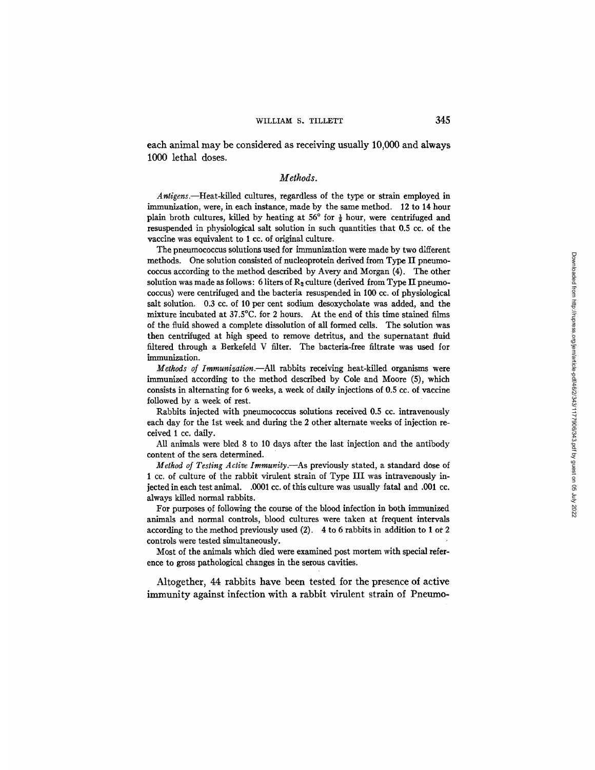each animal may be considered as receiving usually 10,000 and always 1000 lethal doses.

## *Methods.*

*Antigens.*—Heat-killed cultures, regardless of the type or strain employed in immunization, were, in each instance, made by the same method. 12 to 14 hour plain broth cultures, killed by heating at 56° for ½ hour, were centrifuged and resuspended in physiological salt solution in such quantities that 0.5 cc. of the vaccine was equivalent to 1 cc. of original culture.

The pneumococcus solutions used for immunization were made by two different methods. One solution consisted of nucleoprotein derived from Type II pneumococcus according to the method described by Avery and Morgan (4). The other solution was made as follows: 6 liters of $R_2$ culture (derived from Type II pneumococcus) were centrifuged and the bacteria resuspended in 100 cc. of physiological salt solution. 0.3 cc. of 10 per cent sodium desoxycholate was added, and the mixture incubated at 37.5°C. for 2 hours. At the end of this time stained films of the fluid showed a complete dissolution of all formed cells. The solution was then centrifuged at high speed to remove detritus, and the supernatant fluid filtered through a Berkefeld V filter. The bacteria-free filtrate was used for immunization.

*Methods of Immunization.*—All rabbits receiving heat-killed organisms were immunized according to the method described by Cole and Moore (5), which consists in alternating for 6 weeks, a week of daily injections of 0.5 cc. of vaccine followed by a week of rest.

Rabbits injected with pneumococcus solutions received 0.5 cc. intravenously each day for the 1st week and during the 2 other alternate weeks of injection received 1 cc. daily.

All animals were bled 8 to 10 days after the last injection and the antibody content of the sera determined.

*Method of Testing Active Immunity.*—As previously stated, a standard dose of 1 cc. of culture of the rabbit virulent strain of Type III was intravenously injected in each test animal. .0001 cc. of this culture was usually fatal and .001 cc. always killed normal rabbits.

For purposes of following the course of the blood infection in both immunized animals and normal controls, blood cultures were taken at frequent intervals according to the method previously used (2). 4 to 6 rabbits in addition to 1 or 2 controls were tested simultaneously.

Most of the animals which died were examined post mortem with special reference to gross pathological changes in the serous cavities.

Altogether, 44 rabbits have been tested for the presence of active immunity against infection with a rabbit virulent strain of Pneumo-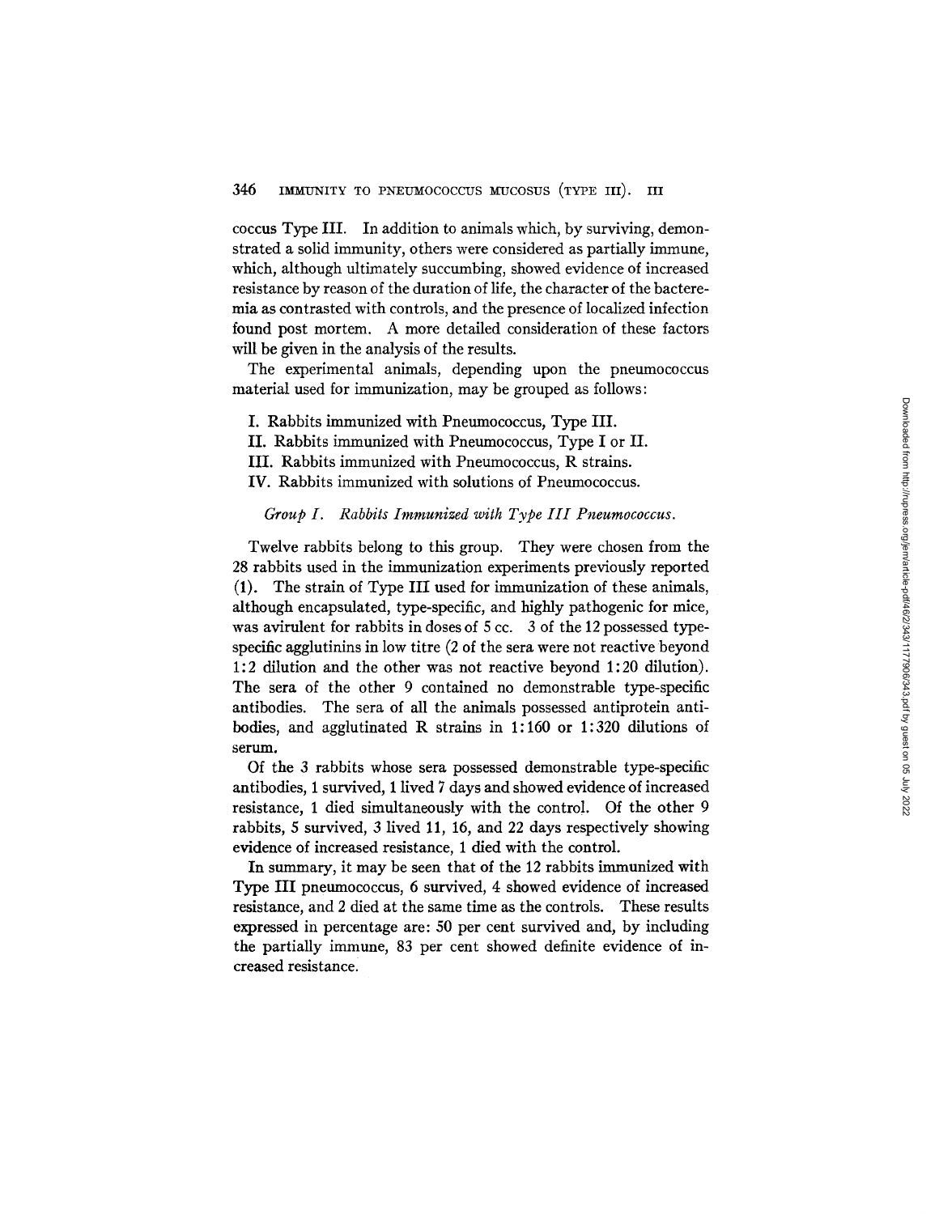coccus Type III. In addition to animals which, by surviving, demonstrated a solid immunity, others were considered as partially immune, which, although ultimately succumbing, showed evidence of increased resistance by reason of the duration of life, the character of the bacteremia as contrasted with controls, and the presence of localized infection found post mortem. A more detailed consideration of these factors will be given in the analysis of the results.

The experimental animals, depending upon the pneumococcus material used for immunization, may be grouped as follows:

I. Rabbits immunized with Pneumococcus, Type III.

II. Rabbits immunized with Pneumococcus, Type I or II.

III. Rabbits immunized with Pneumococcus, R strains.

IV. Rabbits immunized with solutions of Pneumococcus.

### *Group I. Rabbits Immunized with Type III Pneumococcus.*

Twelve rabbits belong to this group. They were chosen from the 28 rabbits used in the immunization experiments previously reported (1). The strain of Type III used for immunization of these animals, although encapsulated, type-specific, and highly pathogenic for mice, was avirulent for rabbits in doses of 5 cc. 3 of the 12 possessed type-specific agglutinins in low titre (2 of the sera were not reactive beyond 1:2 dilution and the other was not reactive beyond 1:20 dilution). The sera of the other 9 contained no demonstrable type-specific antibodies. The sera of all the animals possessed antiprotein antibodies, and agglutinated R strains in 1:160 or 1:320 dilutions of serum.

Of the 3 rabbits whose sera possessed demonstrable type-specific antibodies, 1 survived, 1 lived 7 days and showed evidence of increased resistance, 1 died simultaneously with the control. Of the other 9 rabbits, 5 survived, 3 lived 11, 16, and 22 days respectively showing evidence of increased resistance, 1 died with the control.

In summary, it may be seen that of the 12 rabbits immunized with Type III pneumococcus, 6 survived, 4 showed evidence of increased resistance, and 2 died at the same time as the controls. These results expressed in percentage are: 50 per cent survived and, by including the partially immune, 83 per cent showed definite evidence of increased resistance.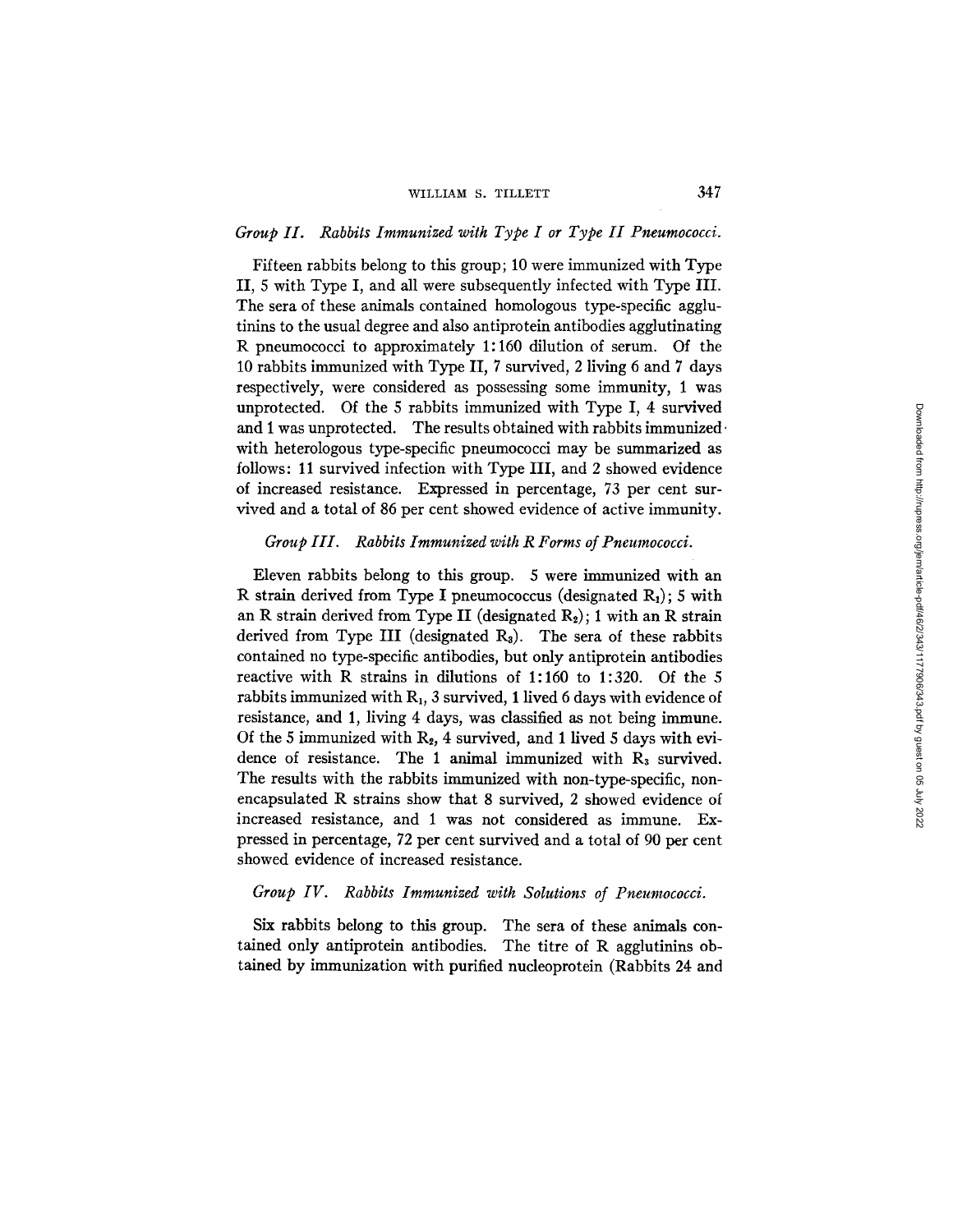*Group II. Rabbits Immunized with Type I or Type II Pneumococci.*

Fifteen rabbits belong to this group; 10 were immunized with Type II, 5 with Type I, and all were subsequently infected with Type III. The sera of these animals contained homologous type-specific agglutinins to the usual degree and also antiprotein antibodies agglutinating R pneumococci to approximately 1:160 dilution of serum. Of the 10 rabbits immunized with Type II, 7 survived, 2 living 6 and 7 days respectively, were considered as possessing some immunity, 1 was unprotected. Of the 5 rabbits immunized with Type I, 4 survived and 1 was unprotected. The results obtained with rabbits immunized with heterologous type-specific pneumococci may be summarized as follows: 11 survived infection with Type III, and 2 showed evidence of increased resistance. Expressed in percentage, 73 per cent survived and a total of 86 per cent showed evidence of active immunity.

*Group III. Rabbits Immunized with R Forms of Pneumococci.*

Eleven rabbits belong to this group. 5 were immunized with an R strain derived from Type I pneumococcus (designated $R_1$); 5 with an R strain derived from Type II (designated $R_2$); 1 with an R strain derived from Type III (designated $R_3$). The sera of these rabbits contained no type-specific antibodies, but only antiprotein antibodies reactive with R strains in dilutions of 1:160 to 1:320. Of the 5 rabbits immunized with $R_1$, 3 survived, 1 lived 6 days with evidence of resistance, and 1, living 4 days, was classified as not being immune. Of the 5 immunized with $R_2$, 4 survived, and 1 lived 5 days with evidence of resistance. The 1 animal immunized with $R_3$ survived. The results with the rabbits immunized with non-type-specific, non-encapsulated R strains show that 8 survived, 2 showed evidence of increased resistance, and 1 was not considered as immune. Expressed in percentage, 72 per cent survived and a total of 90 per cent showed evidence of increased resistance.

*Group IV. Rabbits Immunized with Solutions of Pneumococci.*

Six rabbits belong to this group. The sera of these animals contained only antiprotein antibodies. The titre of R agglutinins obtained by immunization with purified nucleoprotein (Rabbits 24 and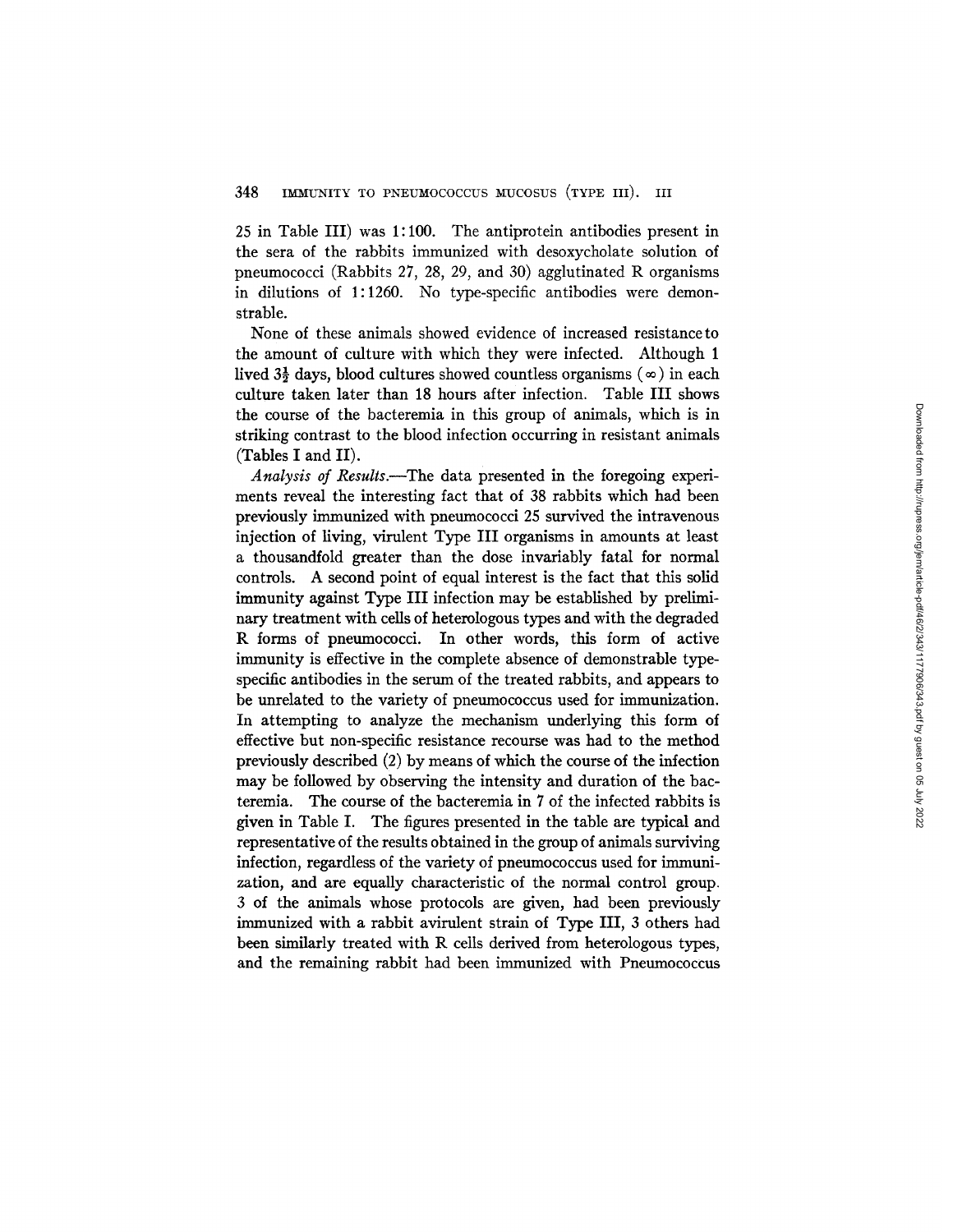25 in Table III) was 1:100. The antiprotein antibodies present in the sera of the rabbits immunized with desoxycholate solution of pneumococci (Rabbits 27, 28, 29, and 30) agglutinated R organisms in dilutions of 1:1260. No type-specific antibodies were demonstrable.

None of these animals showed evidence of increased resistance to the amount of culture with which they were infected. Although 1 lived $3\frac{1}{2}$ days, blood cultures showed countless organisms ($\infty$) in each culture taken later than 18 hours after infection. Table III shows the course of the bacteremia in this group of animals, which is in striking contrast to the blood infection occurring in resistant animals (Tables I and II).

*Analysis of Results.*—The data presented in the foregoing experiments reveal the interesting fact that of 38 rabbits which had been previously immunized with pneumococci 25 survived the intravenous injection of living, virulent Type III organisms in amounts at least a thousandfold greater than the dose invariably fatal for normal controls. A second point of equal interest is the fact that this solid immunity against Type III infection may be established by preliminary treatment with cells of heterologous types and with the degraded R forms of pneumococci. In other words, this form of active immunity is effective in the complete absence of demonstrable type-specific antibodies in the serum of the treated rabbits, and appears to be unrelated to the variety of pneumococcus used for immunization. In attempting to analyze the mechanism underlying this form of effective but non-specific resistance recourse was had to the method previously described (2) by means of which the course of the infection may be followed by observing the intensity and duration of the bacteremia. The course of the bacteremia in 7 of the infected rabbits is given in Table I. The figures presented in the table are typical and representative of the results obtained in the group of animals surviving infection, regardless of the variety of pneumococcus used for immunization, and are equally characteristic of the normal control group. 3 of the animals whose protocols are given, had been previously immunized with a rabbit avirulent strain of Type III, 3 others had been similarly treated with R cells derived from heterologous types, and the remaining rabbit had been immunized with Pneumococcus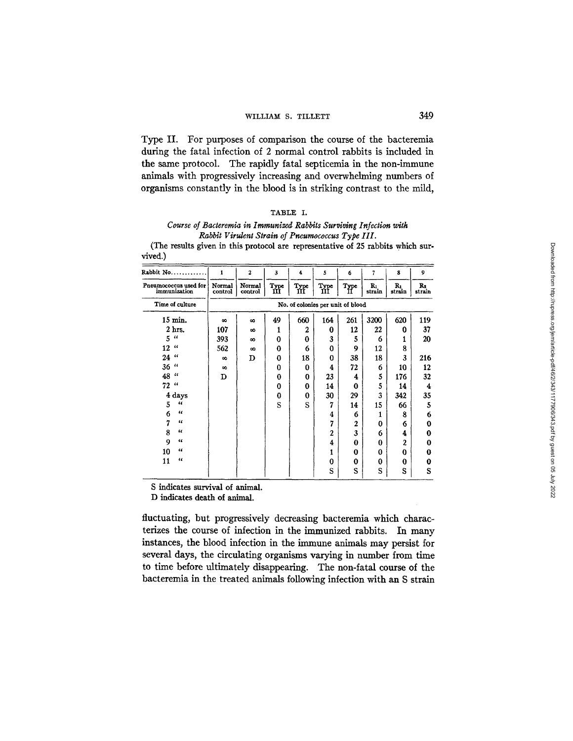Type II. For purposes of comparison the course of the bacteremia during the fatal infection of 2 normal control rabbits is included in the same protocol. The rapidly fatal septicemia in the non-immune animals with progressively increasing and overwhelming numbers of organisms constantly in the blood is in striking contrast to the mild,

TABLE I.

*Course of Bacteremia in Immunized Rabbits Surviving Infection with Rabbit Virulent Strain of Pneumococcus Type III.*

(The results given in this protocol are representative of 25 rabbits which survived.)

| Rabbit No. | 1 | 2 | 3 | 4 | 5 | 6 | 7 | 8 | 9 |
|---|---|---|---|---|---|---|---|---|---|
| Pneumococcus used for immunization | Normal control | Normal control | Type III | Type III | Type III | Type II | $R_1$ strain | $R_1$ strain | $R_2$ strain |
| Time of culture | No. of colonies per unit of blood | | | | | | | | |
| 15 min. | ∞ | ∞ | 49 | 660 | 164 | 261 | 3200 | 620 | 119 |
| 2 hrs. | 107 | ∞ | 1 | 2 | 0 | 12 | 22 | 0 | 37 |
| 5 " | 393 | ∞ | 0 | 0 | 3 | 5 | 6 | 1 | 20 |
| 12 " | 562 | ∞ | 0 | 6 | 0 | 9 | 12 | 8 | |
| 24 " | ∞ | D | 0 | 18 | 0 | 38 | 18 | 3 | 216 |
| 36 " | ∞ | | 0 | 0 | 4 | 72 | 6 | 10 | 12 |
| 48 " | D | | 0 | 0 | 23 | 4 | 5 | 176 | 32 |
| 72 " | | | 0 | 0 | 14 | 0 | 5 | 14 | 4 |
| 4 days | | | 0 | 0 | 30 | 29 | 3 | 342 | 35 |
| 5 " | | | S | S | 7 | 14 | 15 | 66 | 5 |
| 6 " | | | | | 4 | 6 | 1 | 8 | 6 |
| 7 " | | | | | 7 | 2 | 0 | 6 | 0 |
| 8 " | | | | | 2 | 3 | 6 | 4 | 0 |
| 9 " | | | | | 4 | 0 | 0 | 2 | 0 |
| 10 " | | | | | 1 | 0 | 0 | 0 | 0 |
| 11 " | | | | | 0 | 0 | 0 | 0 | 0 |
| | | | | | S | S | S | S | S |

S indicates survival of animal.
D indicates death of animal.

fluctuating, but progressively decreasing bacteremia which characterizes the course of infection in the immunized rabbits. In many instances, the blood infection in the immune animals may persist for several days, the circulating organisms varying in number from time to time before ultimately disappearing. The non-fatal course of the bacteremia in the treated animals following infection with an S strain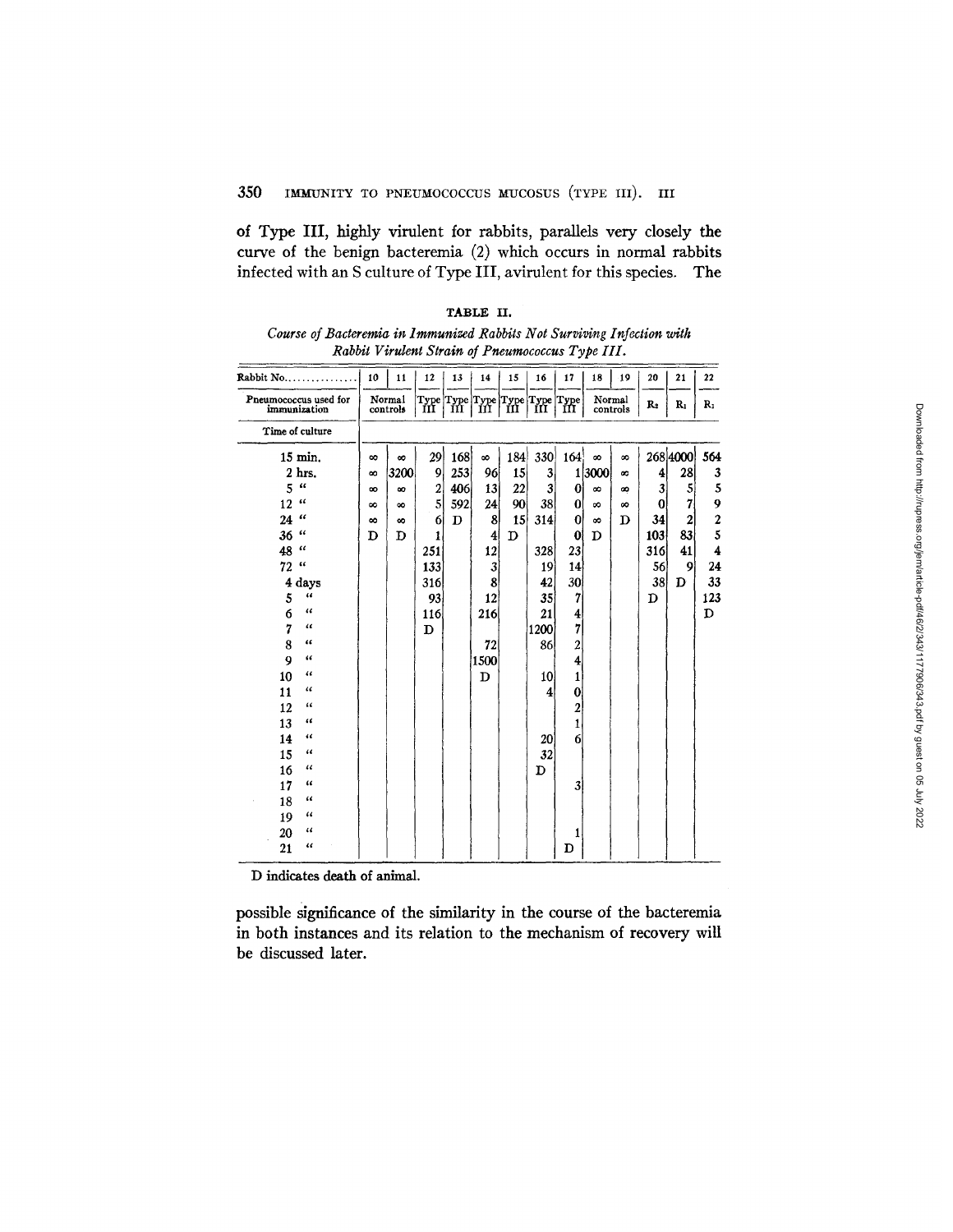of Type III, highly virulent for rabbits, parallels very closely the curve of the benign bacteremia (2) which occurs in normal rabbits infected with an S culture of Type III, avirulent for this species. The

TABLE II.

*Course of Bacteremia in Immunized Rabbits Not Surviving Infection with Rabbit Virulent Strain of Pneumococcus Type III.*

| Rabbit No. | 10 | 11 | 12 | 13 | 14 | 15 | 16 | 17 | 18 | 19 | 20 | 21 | 22 |
|---|---|---|---|---|---|---|---|---|---|---|---|---|---|
| Pneumococcus used for immunization | Normal controls | | Type III | Type III | Type III | Type III | Type III | Type III | Normal controls | | $R_2$ | $R_1$ | $R_1$ |
| Time of culture | | | | | | | | | | | | | |
| 15 min. | ∞ | ∞ | 29 | 168 | ∞ | 184 | 330 | 164 | ∞ | ∞ | 268 | 4000 | 564 |
| 2 hrs. | ∞ | 3200 | 9 | 253 | 96 | 15 | 3 | 1 | 3000 | ∞ | 4 | 28 | 3 |
| 5 " | ∞ | ∞ | 2 | 406 | 13 | 22 | 3 | 0 | ∞ | ∞ | 3 | 5 | 5 |
| 12 " | ∞ | ∞ | 5 | 592 | 24 | 90 | 38 | 0 | ∞ | ∞ | 0 | 7 | 9 |
| 24 " | ∞ | ∞ | 6 | D | 8 | 15 | 314 | 0 | ∞ | D | 34 | 2 | 2 |
| 36 " | D | D | 1 | | 4 | D | | 0 | D | | 103 | 83 | 5 |
| 48 " | | | 251 | | 12 | | 328 | 23 | | | 316 | 41 | 4 |
| 72 " | | | 133 | | 3 | | 19 | 14 | | | 56 | 9 | 24 |
| 4 days | | | 316 | | 8 | | 42 | 30 | | | 38 | D | 33 |
| 5 " | | | 93 | | 12 | | 35 | 7 | | | D | | 123 |
| 6 " | | | 116 | | 216 | | 21 | 4 | | | | | D |
| 7 " | | | D | | | | 1200 | 7 | | | | | |
| 8 " | | | | | 72 | | 86 | 2 | | | | | |
| 9 " | | | | | 1500 | | | 4 | | | | | |
| 10 " | | | | | D | | 10 | 1 | | | | | |
| 11 " | | | | | | | 4 | 0 | | | | | |
| 12 " | | | | | | | | 2 | | | | | |
| 13 " | | | | | | | | 1 | | | | | |
| 14 " | | | | | | | 20 | 6 | | | | | |
| 15 " | | | | | | | 32 | | | | | | |
| 16 " | | | | | | | D | | | | | | |
| 17 " | | | | | | | | 3 | | | | | |
| 18 " | | | | | | | | | | | | | |
| 19 " | | | | | | | | | | | | | |
| 20 " | | | | | | | | 1 | | | | | |
| 21 " | | | | | | | | D | | | | | |

D indicates death of animal.

possible significance of the similarity in the course of the bacteremia in both instances and its relation to the mechanism of recovery will be discussed later.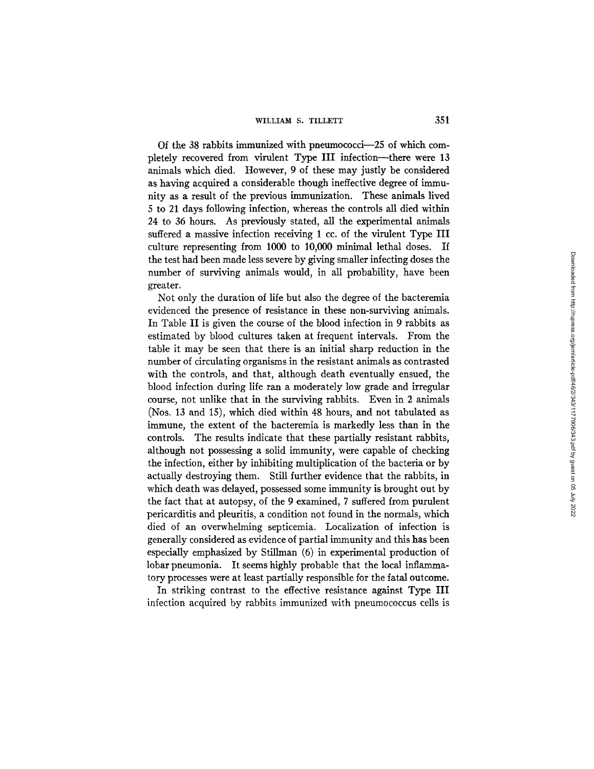Of the 38 rabbits immunized with pneumococci—25 of which completely recovered from virulent Type III infection—there were 13 animals which died. However, 9 of these may justly be considered as having acquired a considerable though ineffective degree of immunity as a result of the previous immunization. These animals lived 5 to 21 days following infection, whereas the controls all died within 24 to 36 hours. As previously stated, all the experimental animals suffered a massive infection receiving 1 cc. of the virulent Type III culture representing from 1000 to 10,000 minimal lethal doses. If the test had been made less severe by giving smaller infecting doses the number of surviving animals would, in all probability, have been greater.

Not only the duration of life but also the degree of the bacteremia evidenced the presence of resistance in these non-surviving animals. In Table II is given the course of the blood infection in 9 rabbits as estimated by blood cultures taken at frequent intervals. From the table it may be seen that there is an initial sharp reduction in the number of circulating organisms in the resistant animals as contrasted with the controls, and that, although death eventually ensued, the blood infection during life ran a moderately low grade and irregular course, not unlike that in the surviving rabbits. Even in 2 animals (Nos. 13 and 15), which died within 48 hours, and not tabulated as immune, the extent of the bacteremia is markedly less than in the controls. The results indicate that these partially resistant rabbits, although not possessing a solid immunity, were capable of checking the infection, either by inhibiting multiplication of the bacteria or by actually destroying them. Still further evidence that the rabbits, in which death was delayed, possessed some immunity is brought out by the fact that at autopsy, of the 9 examined, 7 suffered from purulent pericarditis and pleuritis, a condition not found in the normals, which died of an overwhelming septicemia. Localization of infection is generally considered as evidence of partial immunity and this has been especially emphasized by Stillman (6) in experimental production of lobar pneumonia. It seems highly probable that the local inflammatory processes were at least partially responsible for the fatal outcome.

In striking contrast to the effective resistance against Type III infection acquired by rabbits immunized with pneumococcus cells is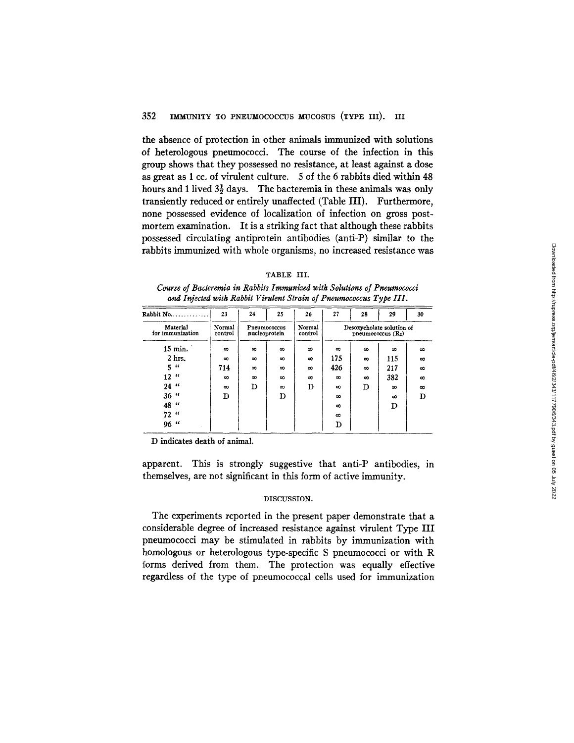the absence of protection in other animals immunized with solutions of heterologous pneumococci. The course of the infection in this group shows that they possessed no resistance, at least against a dose as great as 1 cc. of virulent culture. 5 of the 6 rabbits died within 48 hours and 1 lived $3\frac{1}{2}$ days. The bacteremia in these animals was only transiently reduced or entirely unaffected (Table III). Furthermore, none possessed evidence of localization of infection on gross postmortem examination. It is a striking fact that although these rabbits possessed circulating antiprotein antibodies (anti-P) similar to the rabbits immunized with whole organisms, no increased resistance was apparent. This is strongly suggestive that anti-P antibodies, in themselves, are not significant in this form of active immunity.

TABLE III.

*Course of Bacteremia in Rabbits Immunized with Solutions of Pneumococci and Injected with Rabbit Virulent Strain of Pneumococcus Type III.*

| Rabbit No. | 23 | 24 | 25 | 26 | 27 | 28 | 29 | 30 |
|---|---|---|---|---|---|---|---|---|
| Material for immunization | Normal control | Pneumococcus nucleoprotein | | Normal control | Desoxycholate solution of pneumococcus ($R_2$) | | | |
| 15 min. | ∞ | ∞ | ∞ | ∞ | ∞ | ∞ | ∞ | ∞ |
| 2 hrs. | ∞ | ∞ | ∞ | ∞ | 175 | ∞ | 115 | ∞ |
| 5 " | 714 | ∞ | ∞ | ∞ | 426 | ∞ | 217 | ∞ |
| 12 " | ∞ | ∞ | ∞ | ∞ | ∞ | ∞ | 382 | ∞ |
| 24 " | ∞ | D | ∞ | D | ∞ | D | ∞ | ∞ |
| 36 " | D | | D | | ∞ | | ∞ | D |
| 48 " | | | | | ∞ | | D | |
| 72 " | | | | | ∞ | | | |
| 96 " | | | | | D | | | |

D indicates death of animal.

## DISCUSSION.

The experiments reported in the present paper demonstrate that a considerable degree of increased resistance against virulent Type III pneumococci may be stimulated in rabbits by immunization with homologous or heterologous type-specific S pneumococci or with R forms derived from them. The protection was equally effective regardless of the type of pneumococcal cells used for immunization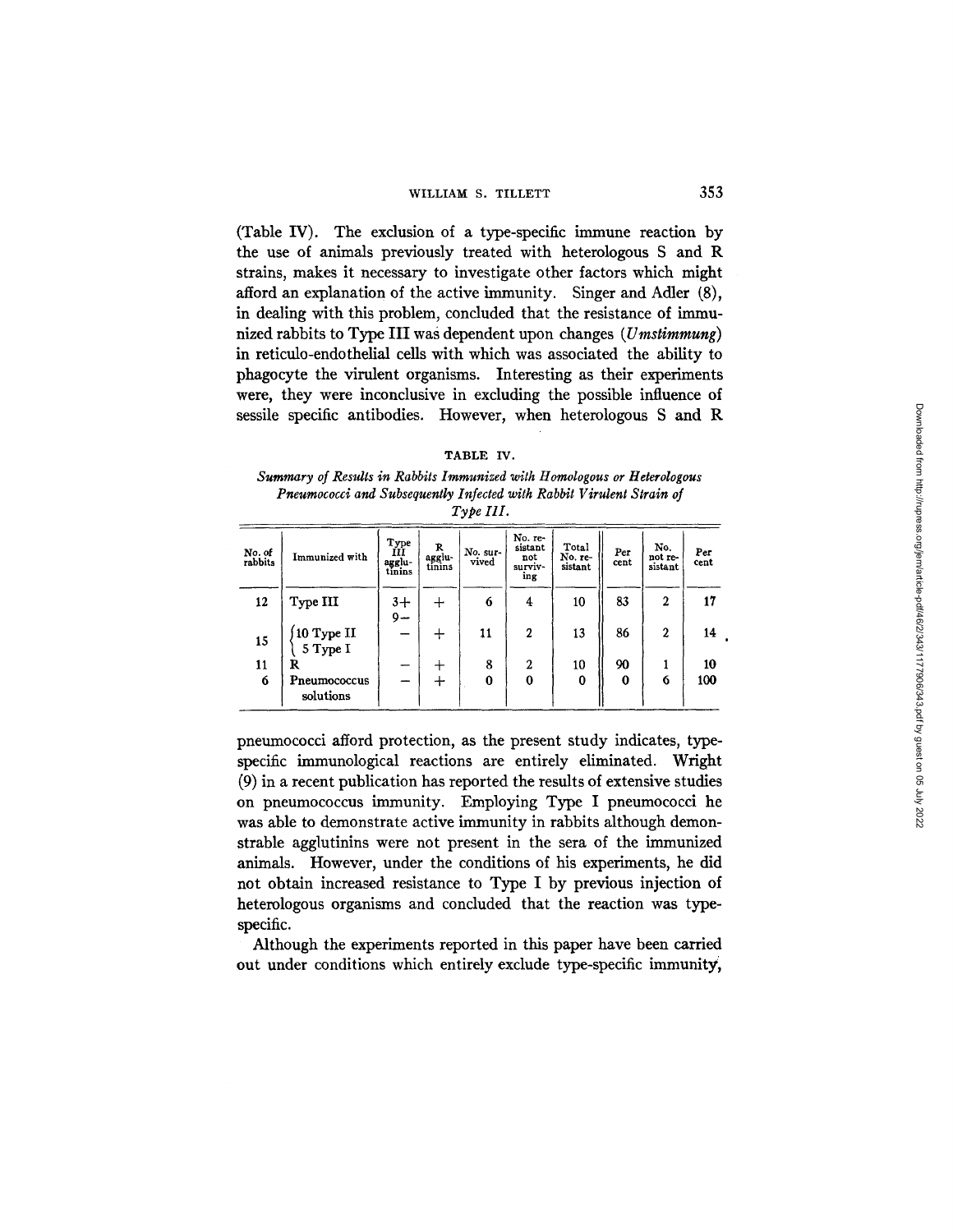(Table IV). The exclusion of a type-specific immune reaction by the use of animals previously treated with heterologous S and R strains, makes it necessary to investigate other factors which might afford an explanation of the active immunity. Singer and Adler (8), in dealing with this problem, concluded that the resistance of immunized rabbits to Type III was dependent upon changes (*Umstimmung*) in reticulo-endothelial cells with which was associated the ability to phagocyte the virulent organisms. Interesting as their experiments were, they were inconclusive in excluding the possible influence of sessile specific antibodies. However, when heterologous S and R pneumococci afford protection, as the present study indicates, type-specific immunological reactions are entirely eliminated. Wright (9) in a recent publication has reported the results of extensive studies on pneumococcus immunity. Employing Type I pneumococci he was able to demonstrate active immunity in rabbits although demonstrable agglutinins were not present in the sera of the immunized animals. However, under the conditions of his experiments, he did not obtain increased resistance to Type I by previous injection of heterologous organisms and concluded that the reaction was type-specific.

TABLE IV.

*Summary of Results in Rabbits Immunized with Homologous or Heterologous Pneumococci and Subsequently Infected with Rabbit Virulent Strain of Type III.*

| No. of rabbits | Immunized with | Type III agglutinins | R agglutinins | No. survived | No. resistant not surviving | Total No. resistant | Per cent | No. not resistant | Per cent |
|---|---|---|---|---|---|---|---|---|---|
| 12 | Type III | 3+ 9− | + | 6 | 4 | 10 | 83 | 2 | 17 |
| 15 | 10 Type II, 5 Type I | − | + | 11 | 2 | 13 | 86 | 2 | 14 |
| 11 | R | − | + | 8 | 2 | 10 | 90 | 1 | 10 |
| 6 | Pneumococcus solutions | − | + | 0 | 0 | 0 | 0 | 6 | 100 |

Although the experiments reported in this paper have been carried out under conditions which entirely exclude type-specific immunity,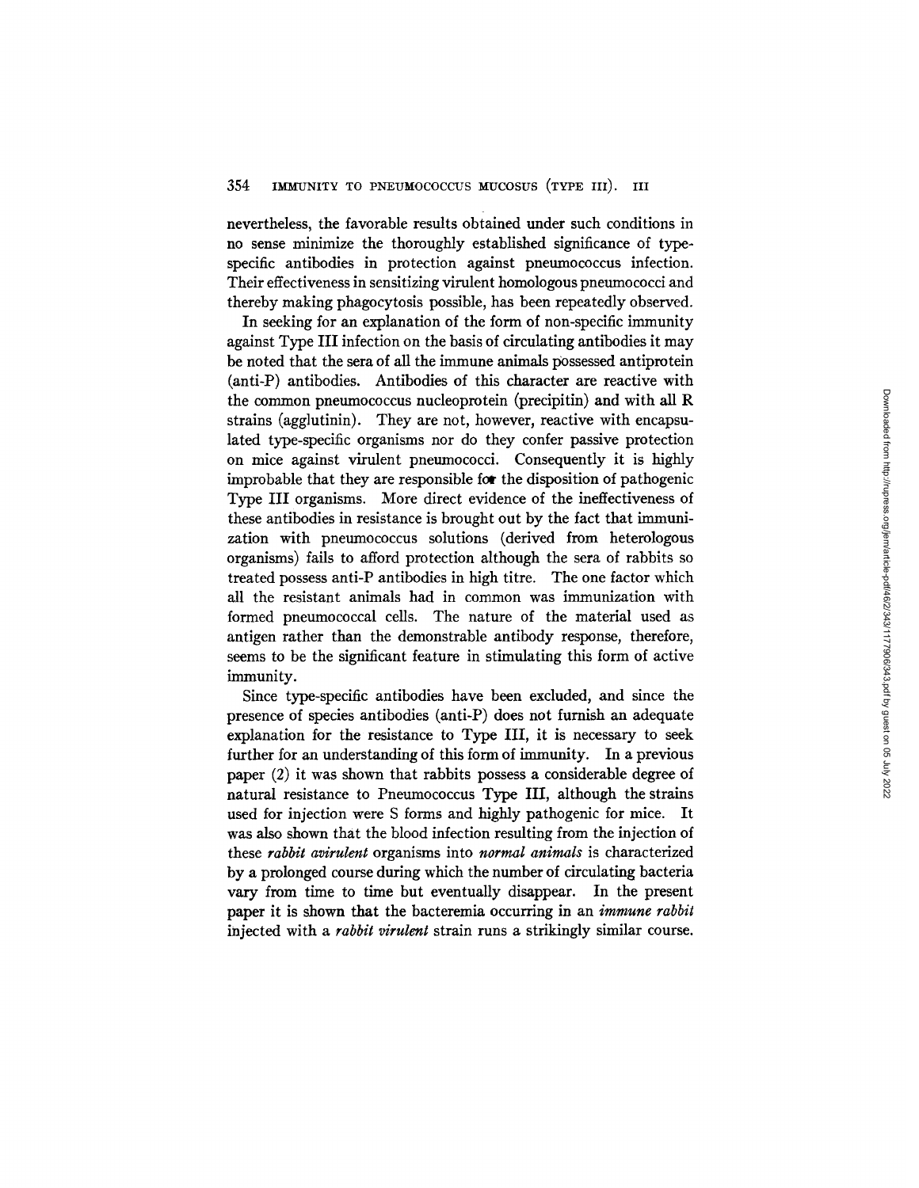nevertheless, the favorable results obtained under such conditions in no sense minimize the thoroughly established significance of type-specific antibodies in protection against pneumococcus infection. Their effectiveness in sensitizing virulent homologous pneumococci and thereby making phagocytosis possible, has been repeatedly observed.

In seeking for an explanation of the form of non-specific immunity against Type III infection on the basis of circulating antibodies it may be noted that the sera of all the immune animals possessed antiprotein (anti-P) antibodies. Antibodies of this character are reactive with the common pneumococcus nucleoprotein (precipitin) and with all R strains (agglutinin). They are not, however, reactive with encapsulated type-specific organisms nor do they confer passive protection on mice against virulent pneumococci. Consequently it is highly improbable that they are responsible for the disposition of pathogenic Type III organisms. More direct evidence of the ineffectiveness of these antibodies in resistance is brought out by the fact that immunization with pneumococcus solutions (derived from heterologous organisms) fails to afford protection although the sera of rabbits so treated possess anti-P antibodies in high titre. The one factor which all the resistant animals had in common was immunization with formed pneumococcal cells. The nature of the material used as antigen rather than the demonstrable antibody response, therefore, seems to be the significant feature in stimulating this form of active immunity.

Since type-specific antibodies have been excluded, and since the presence of species antibodies (anti-P) does not furnish an adequate explanation for the resistance to Type III, it is necessary to seek further for an understanding of this form of immunity. In a previous paper (2) it was shown that rabbits possess a considerable degree of natural resistance to Pneumococcus Type III, although the strains used for injection were S forms and highly pathogenic for mice. It was also shown that the blood infection resulting from the injection of these *rabbit avirulent* organisms into *normal animals* is characterized by a prolonged course during which the number of circulating bacteria vary from time to time but eventually disappear. In the present paper it is shown that the bacteremia occurring in an *immune rabbit* injected with a *rabbit virulent* strain runs a strikingly similar course.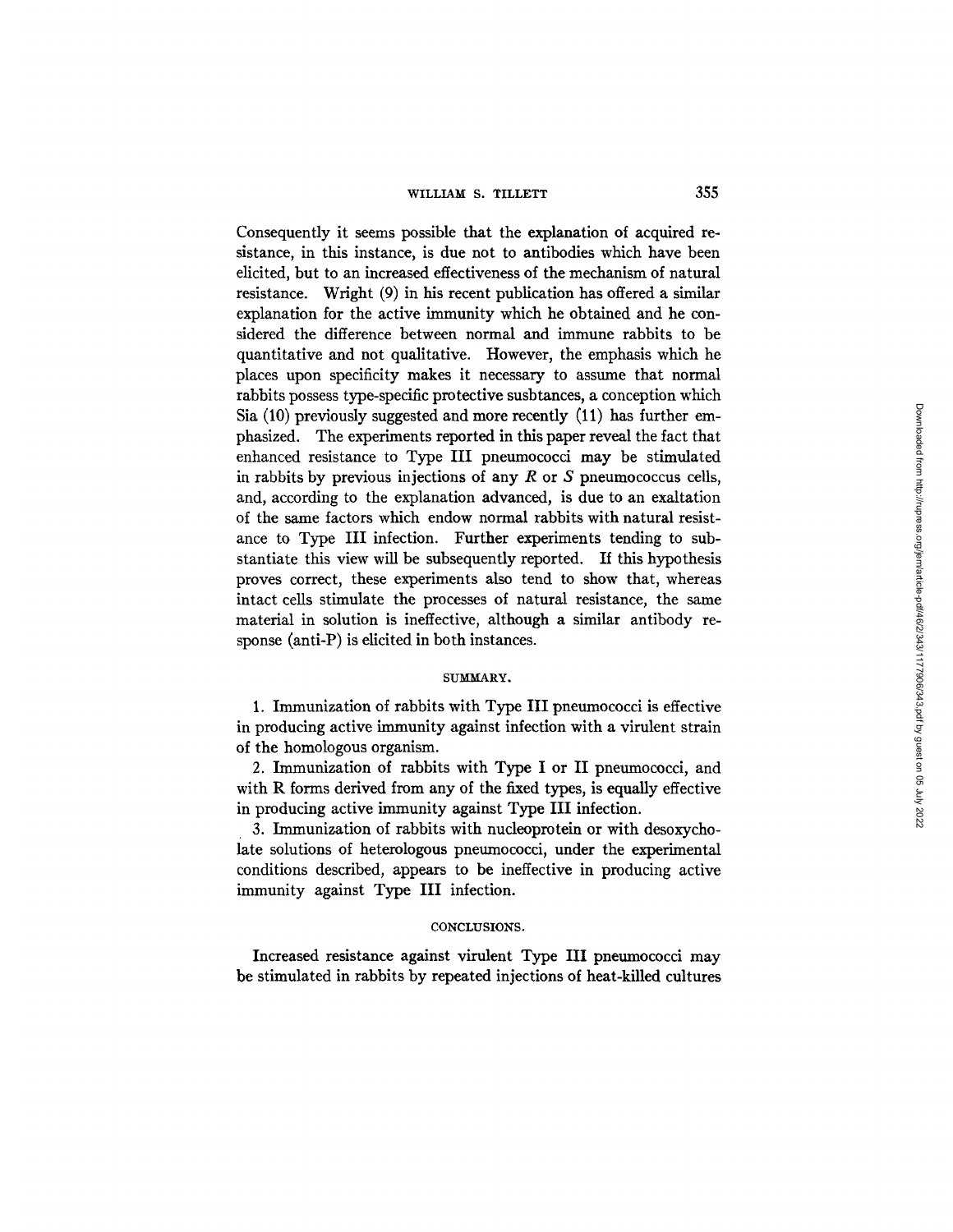Consequently it seems possible that the explanation of acquired resistance, in this instance, is due not to antibodies which have been elicited, but to an increased effectiveness of the mechanism of natural resistance. Wright (9) in his recent publication has offered a similar explanation for the active immunity which he obtained and he considered the difference between normal and immune rabbits to be quantitative and not qualitative. However, the emphasis which he places upon specificity makes it necessary to assume that normal rabbits possess type-specific protective susbtances, a conception which Sia (10) previously suggested and more recently (11) has further emphasized. The experiments reported in this paper reveal the fact that enhanced resistance to Type III pneumococci may be stimulated in rabbits by previous injections of any *R* or *S* pneumococcus cells, and, according to the explanation advanced, is due to an exaltation of the same factors which endow normal rabbits with natural resistance to Type III infection. Further experiments tending to substantiate this view will be subsequently reported. If this hypothesis proves correct, these experiments also tend to show that, whereas intact cells stimulate the processes of natural resistance, the same material in solution is ineffective, although a similar antibody response (anti-P) is elicited in both instances.

## SUMMARY.

1. Immunization of rabbits with Type III pneumococci is effective in producing active immunity against infection with a virulent strain of the homologous organism.

2. Immunization of rabbits with Type I or II pneumococci, and with R forms derived from any of the fixed types, is equally effective in producing active immunity against Type III infection.

3. Immunization of rabbits with nucleoprotein or with desoxycholate solutions of heterologous pneumococci, under the experimental conditions described, appears to be ineffective in producing active immunity against Type III infection.

## CONCLUSIONS.

Increased resistance against virulent Type III pneumococci may be stimulated in rabbits by repeated injections of heat-killed cultures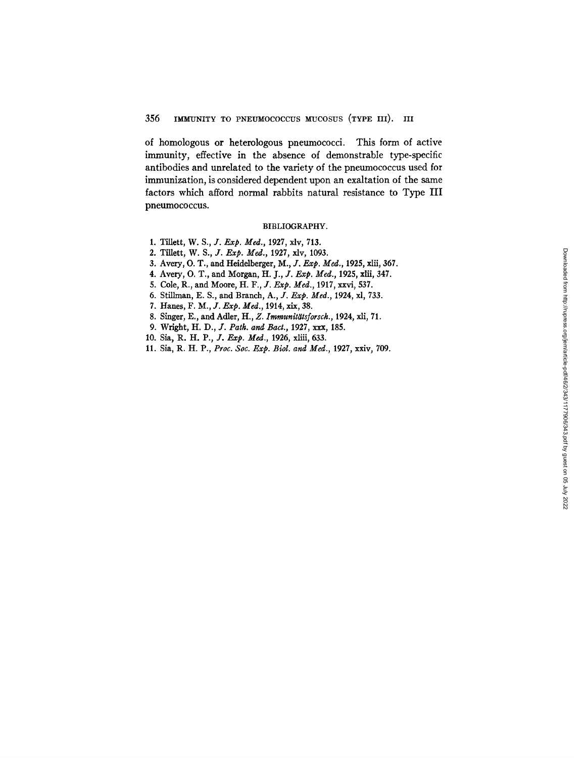of homologous or heterologous pneumococci. This form of active immunity, effective in the absence of demonstrable type-specific antibodies and unrelated to the variety of the pneumococcus used for immunization, is considered dependent upon an exaltation of the same factors which afford normal rabbits natural resistance to Type III pneumococcus.

## BIBLIOGRAPHY.

1. Tillett, W. S., *J. Exp. Med.*, 1927, xlv, 713.
2. Tillett, W. S., *J. Exp. Med.*, 1927, xlv, 1093.
3. Avery, O. T., and Heidelberger, M., *J. Exp. Med.*, 1925, xlii, 367.
4. Avery, O. T., and Morgan, H. J., *J. Exp. Med.*, 1925, xlii, 347.
5. Cole, R., and Moore, H. F., *J. Exp. Med.*, 1917, xxvi, 537.
6. Stillman, E. S., and Branch, A., *J. Exp. Med.*, 1924, xl, 733.
7. Hanes, F. M., *J. Exp. Med.*, 1914, xix, 38.
8. Singer, E., and Adler, H., *Z. Immunitätsforsch.*, 1924, xli, 71.
9. Wright, H. D., *J. Path. and Bact.*, 1927, xxx, 185.
10. Sia, R. H. P., *J. Exp. Med.*, 1926, xliii, 633.
11. Sia, R. H. P., *Proc. Soc. Exp. Biol. and Med.*, 1927, xxiv, 709.